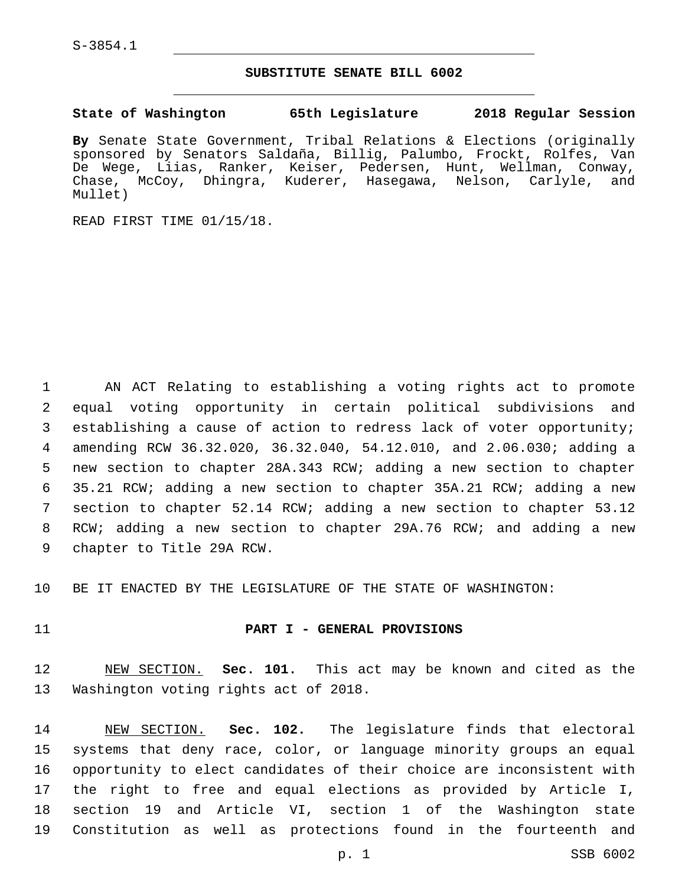S-3854.1

## SUBSTITUTE SENATE BILL 6002

**State of Washington 65th Legislature 2018 Regular Session**

**By** Senate State Government, Tribal Relations & Elections (originally sponsored by Senators Saldaña, Billig, Palumbo, Frockt, Rolfes, Van De Wege, Liias, Ranker, Keiser, Pedersen, Hunt, Wellman, Conway, Chase, McCoy, Dhingra, Kuderer, Hasegawa, Nelson, Carlyle, and Mullet)

READ FIRST TIME 01/15/18.

AN ACT Relating to establishing a voting rights act to promote equal voting opportunity in certain political subdivisions and establishing a cause of action to redress lack of voter opportunity; amending RCW 36.32.020, 36.32.040, 54.12.010, and 2.06.030; adding a new section to chapter 28A.343 RCW; adding a new section to chapter 35.21 RCW; adding a new section to chapter 35A.21 RCW; adding a new section to chapter 52.14 RCW; adding a new section to chapter 53.12 RCW; adding a new section to chapter 29A.76 RCW; and adding a new chapter to Title 29A RCW.

BE IT ENACTED BY THE LEGISLATURE OF THE STATE OF WASHINGTON:

### PART I - GENERAL PROVISIONS

NEW SECTION. **Sec. 101.** This act may be known and cited as the Washington voting rights act of 2018.

NEW SECTION. **Sec. 102.** The legislature finds that electoral systems that deny race, color, or language minority groups an equal opportunity to elect candidates of their choice are inconsistent with the right to free and equal elections as provided by Article I, section 19 and Article VI, section 1 of the Washington state Constitution as well as protections found in the fourteenth and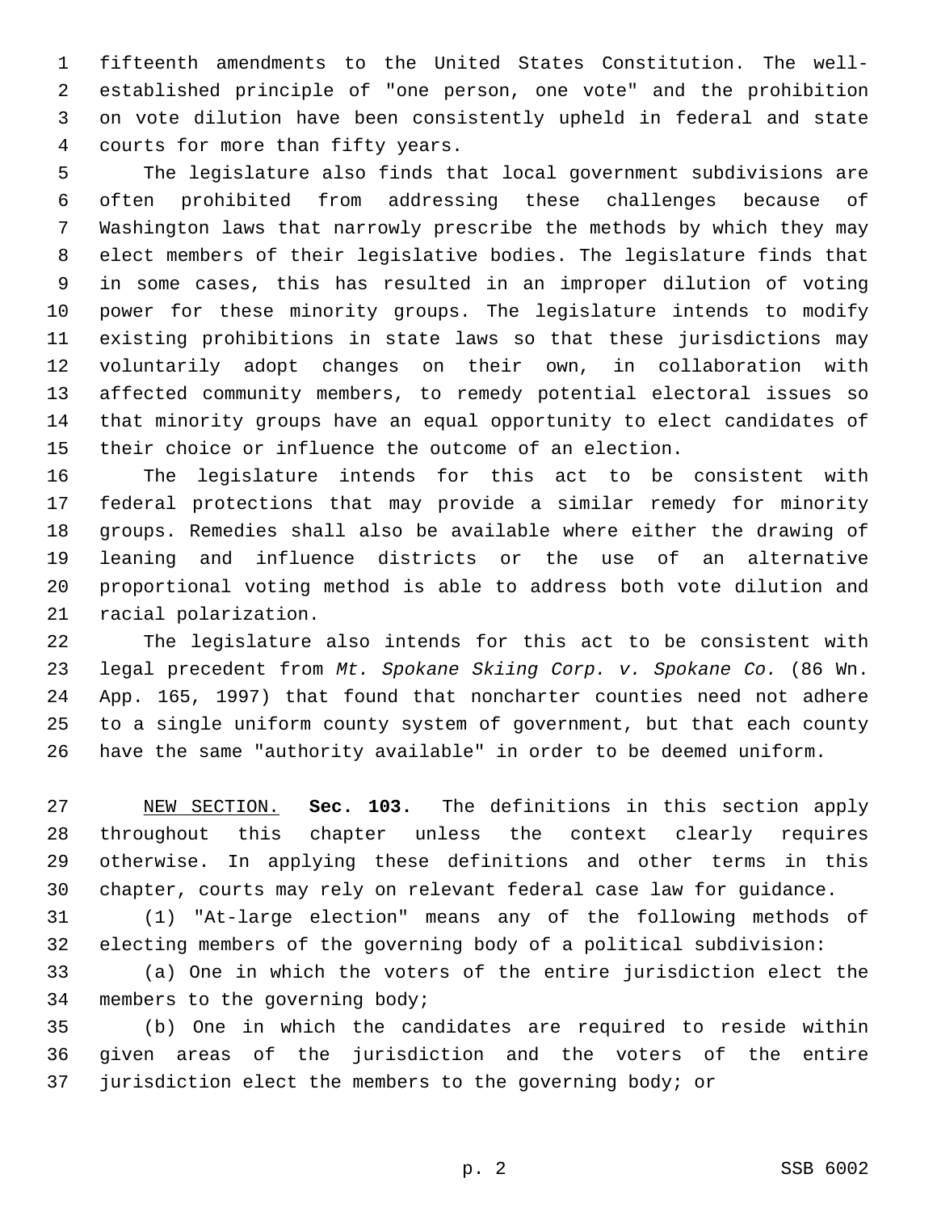fifteenth amendments to the United States Constitution. The well-established principle of "one person, one vote" and the prohibition on vote dilution have been consistently upheld in federal and state courts for more than fifty years.

The legislature also finds that local government subdivisions are often prohibited from addressing these challenges because of Washington laws that narrowly prescribe the methods by which they may elect members of their legislative bodies. The legislature finds that in some cases, this has resulted in an improper dilution of voting power for these minority groups. The legislature intends to modify existing prohibitions in state laws so that these jurisdictions may voluntarily adopt changes on their own, in collaboration with affected community members, to remedy potential electoral issues so that minority groups have an equal opportunity to elect candidates of their choice or influence the outcome of an election.

The legislature intends for this act to be consistent with federal protections that may provide a similar remedy for minority groups. Remedies shall also be available where either the drawing of leaning and influence districts or the use of an alternative proportional voting method is able to address both vote dilution and racial polarization.

The legislature also intends for this act to be consistent with legal precedent from *Mt. Spokane Skiing Corp. v. Spokane Co.* (86 Wn. App. 165, 1997) that found that noncharter counties need not adhere to a single uniform county system of government, but that each county have the same "authority available" in order to be deemed uniform.

NEW SECTION. **Sec. 103.** The definitions in this section apply throughout this chapter unless the context clearly requires otherwise. In applying these definitions and other terms in this chapter, courts may rely on relevant federal case law for guidance.

(1) "At-large election" means any of the following methods of electing members of the governing body of a political subdivision:

(a) One in which the voters of the entire jurisdiction elect the members to the governing body;

(b) One in which the candidates are required to reside within given areas of the jurisdiction and the voters of the entire jurisdiction elect the members to the governing body; or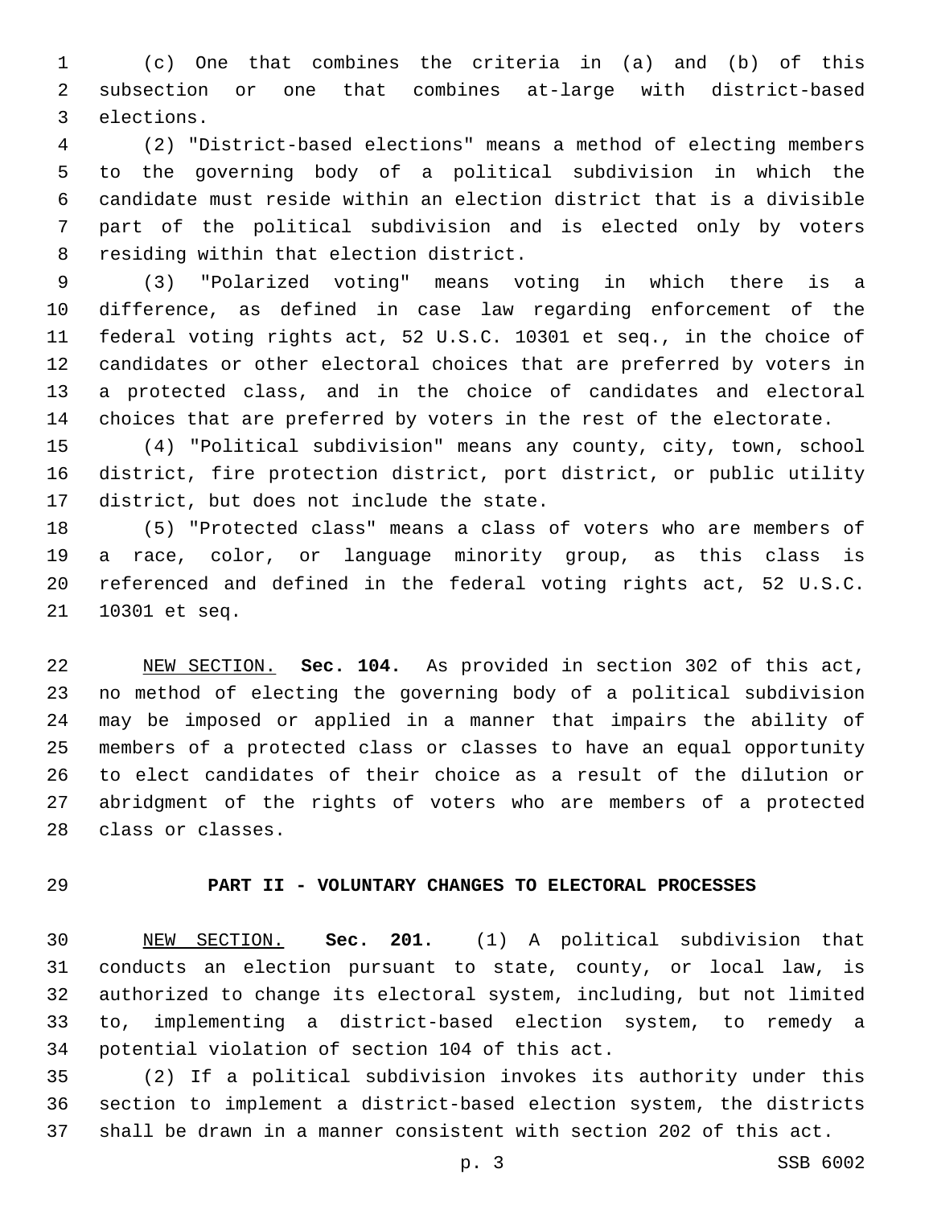(c) One that combines the criteria in (a) and (b) of this subsection or one that combines at-large with district-based elections.

(2) "District-based elections" means a method of electing members to the governing body of a political subdivision in which the candidate must reside within an election district that is a divisible part of the political subdivision and is elected only by voters residing within that election district.

(3) "Polarized voting" means voting in which there is a difference, as defined in case law regarding enforcement of the federal voting rights act, 52 U.S.C. 10301 et seq., in the choice of candidates or other electoral choices that are preferred by voters in a protected class, and in the choice of candidates and electoral choices that are preferred by voters in the rest of the electorate.

(4) "Political subdivision" means any county, city, town, school district, fire protection district, port district, or public utility district, but does not include the state.

(5) "Protected class" means a class of voters who are members of a race, color, or language minority group, as this class is referenced and defined in the federal voting rights act, 52 U.S.C. 10301 et seq.

NEW SECTION. **Sec. 104.** As provided in section 302 of this act, no method of electing the governing body of a political subdivision may be imposed or applied in a manner that impairs the ability of members of a protected class or classes to have an equal opportunity to elect candidates of their choice as a result of the dilution or abridgment of the rights of voters who are members of a protected class or classes.

## PART II - VOLUNTARY CHANGES TO ELECTORAL PROCESSES

NEW SECTION. **Sec. 201.** (1) A political subdivision that conducts an election pursuant to state, county, or local law, is authorized to change its electoral system, including, but not limited to, implementing a district-based election system, to remedy a potential violation of section 104 of this act.

(2) If a political subdivision invokes its authority under this section to implement a district-based election system, the districts shall be drawn in a manner consistent with section 202 of this act.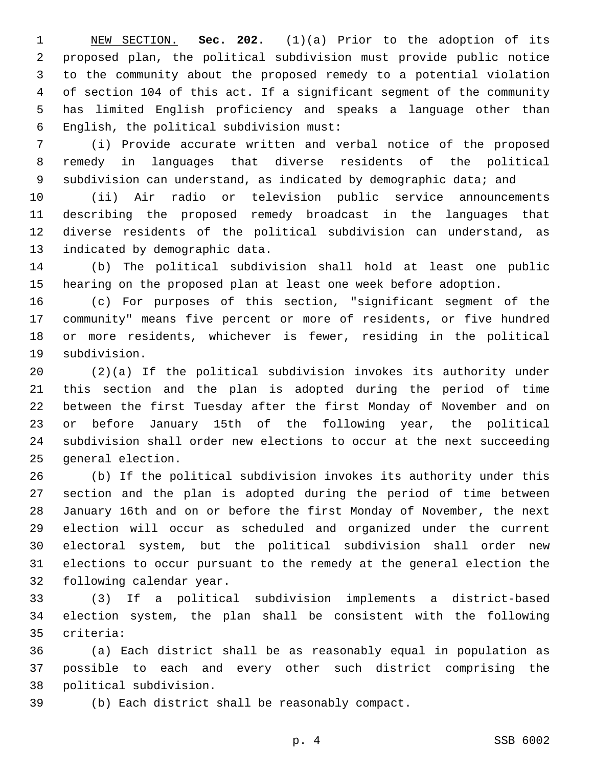NEW SECTION. **Sec. 202.** (1)(a) Prior to the adoption of its proposed plan, the political subdivision must provide public notice to the community about the proposed remedy to a potential violation of section 104 of this act. If a significant segment of the community has limited English proficiency and speaks a language other than English, the political subdivision must:

(i) Provide accurate written and verbal notice of the proposed remedy in languages that diverse residents of the political subdivision can understand, as indicated by demographic data; and

(ii) Air radio or television public service announcements describing the proposed remedy broadcast in the languages that diverse residents of the political subdivision can understand, as indicated by demographic data.

(b) The political subdivision shall hold at least one public hearing on the proposed plan at least one week before adoption.

(c) For purposes of this section, "significant segment of the community" means five percent or more of residents, or five hundred or more residents, whichever is fewer, residing in the political subdivision.

(2)(a) If the political subdivision invokes its authority under this section and the plan is adopted during the period of time between the first Tuesday after the first Monday of November and on or before January 15th of the following year, the political subdivision shall order new elections to occur at the next succeeding general election.

(b) If the political subdivision invokes its authority under this section and the plan is adopted during the period of time between January 16th and on or before the first Monday of November, the next election will occur as scheduled and organized under the current electoral system, but the political subdivision shall order new elections to occur pursuant to the remedy at the general election the following calendar year.

(3) If a political subdivision implements a district-based election system, the plan shall be consistent with the following criteria:

(a) Each district shall be as reasonably equal in population as possible to each and every other such district comprising the political subdivision.

(b) Each district shall be reasonably compact.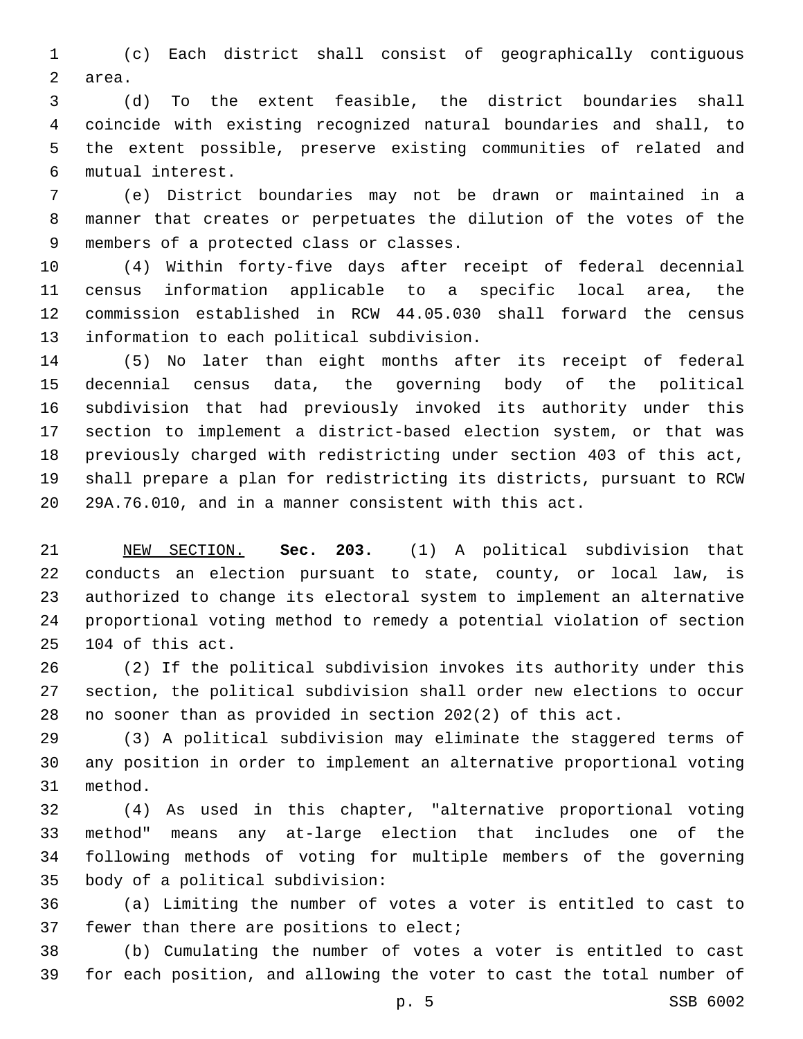(c) Each district shall consist of geographically contiguous area.

(d) To the extent feasible, the district boundaries shall coincide with existing recognized natural boundaries and shall, to the extent possible, preserve existing communities of related and mutual interest.

(e) District boundaries may not be drawn or maintained in a manner that creates or perpetuates the dilution of the votes of the members of a protected class or classes.

(4) Within forty-five days after receipt of federal decennial census information applicable to a specific local area, the commission established in RCW 44.05.030 shall forward the census information to each political subdivision.

(5) No later than eight months after its receipt of federal decennial census data, the governing body of the political subdivision that had previously invoked its authority under this section to implement a district-based election system, or that was previously charged with redistricting under section 403 of this act, shall prepare a plan for redistricting its districts, pursuant to RCW 29A.76.010, and in a manner consistent with this act.

NEW SECTION. **Sec. 203.** (1) A political subdivision that conducts an election pursuant to state, county, or local law, is authorized to change its electoral system to implement an alternative proportional voting method to remedy a potential violation of section 104 of this act.

(2) If the political subdivision invokes its authority under this section, the political subdivision shall order new elections to occur no sooner than as provided in section 202(2) of this act.

(3) A political subdivision may eliminate the staggered terms of any position in order to implement an alternative proportional voting method.

(4) As used in this chapter, "alternative proportional voting method" means any at-large election that includes one of the following methods of voting for multiple members of the governing body of a political subdivision:

(a) Limiting the number of votes a voter is entitled to cast to fewer than there are positions to elect;

(b) Cumulating the number of votes a voter is entitled to cast for each position, and allowing the voter to cast the total number of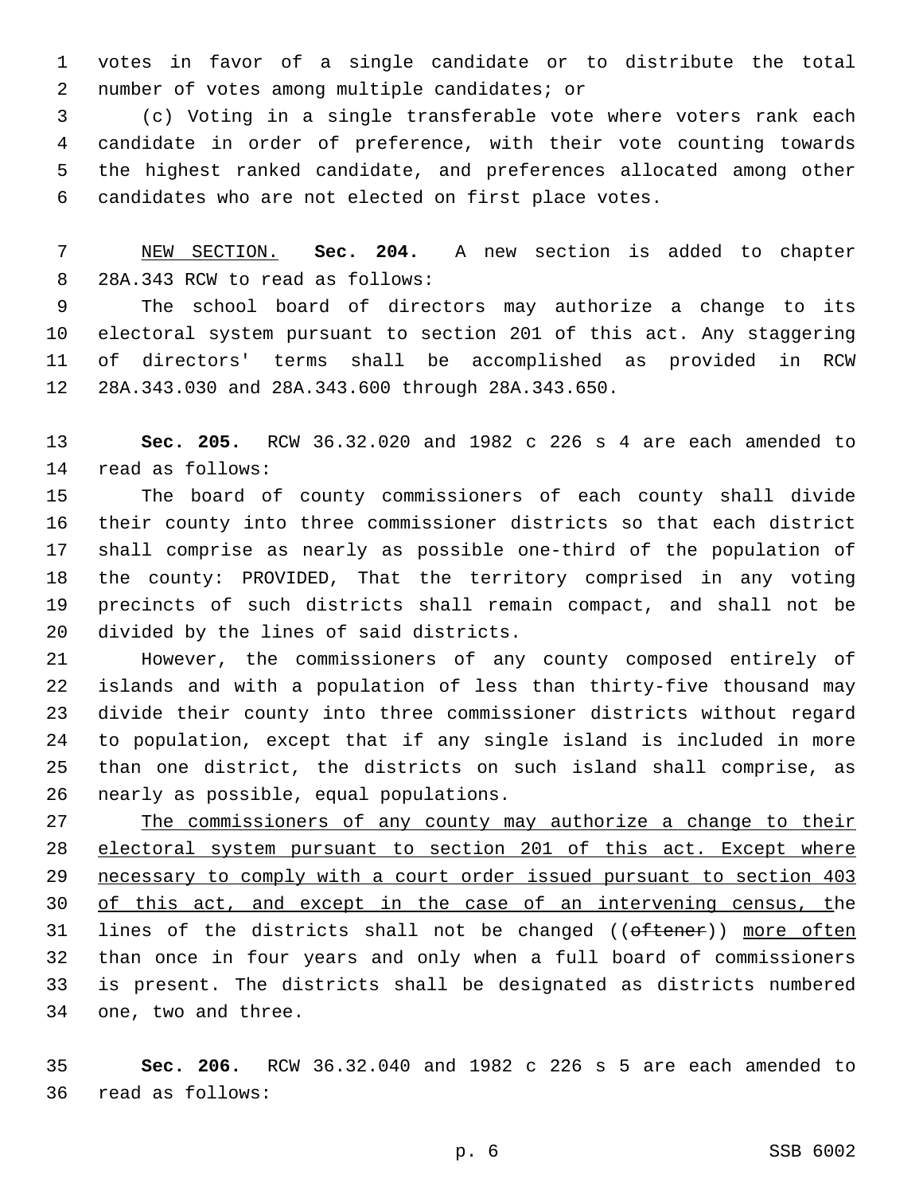votes in favor of a single candidate or to distribute the total number of votes among multiple candidates; or

(c) Voting in a single transferable vote where voters rank each candidate in order of preference, with their vote counting towards the highest ranked candidate, and preferences allocated among other candidates who are not elected on first place votes.

NEW SECTION. **Sec. 204.** A new section is added to chapter 28A.343 RCW to read as follows:

The school board of directors may authorize a change to its electoral system pursuant to section 201 of this act. Any staggering of directors' terms shall be accomplished as provided in RCW 28A.343.030 and 28A.343.600 through 28A.343.650.

**Sec. 205.** RCW 36.32.020 and 1982 c 226 s 4 are each amended to read as follows:

The board of county commissioners of each county shall divide their county into three commissioner districts so that each district shall comprise as nearly as possible one-third of the population of the county: PROVIDED, That the territory comprised in any voting precincts of such districts shall remain compact, and shall not be divided by the lines of said districts.

However, the commissioners of any county composed entirely of islands and with a population of less than thirty-five thousand may divide their county into three commissioner districts without regard to population, except that if any single island is included in more than one district, the districts on such island shall comprise, as nearly as possible, equal populations.

The commissioners of any county may authorize a change to their electoral system pursuant to section 201 of this act. Except where necessary to comply with a court order issued pursuant to section 403 of this act, and except in the case of an intervening census, the lines of the districts shall not be changed ((~~oftener~~)) more often than once in four years and only when a full board of commissioners is present. The districts shall be designated as districts numbered one, two and three.

**Sec. 206.** RCW 36.32.040 and 1982 c 226 s 5 are each amended to read as follows: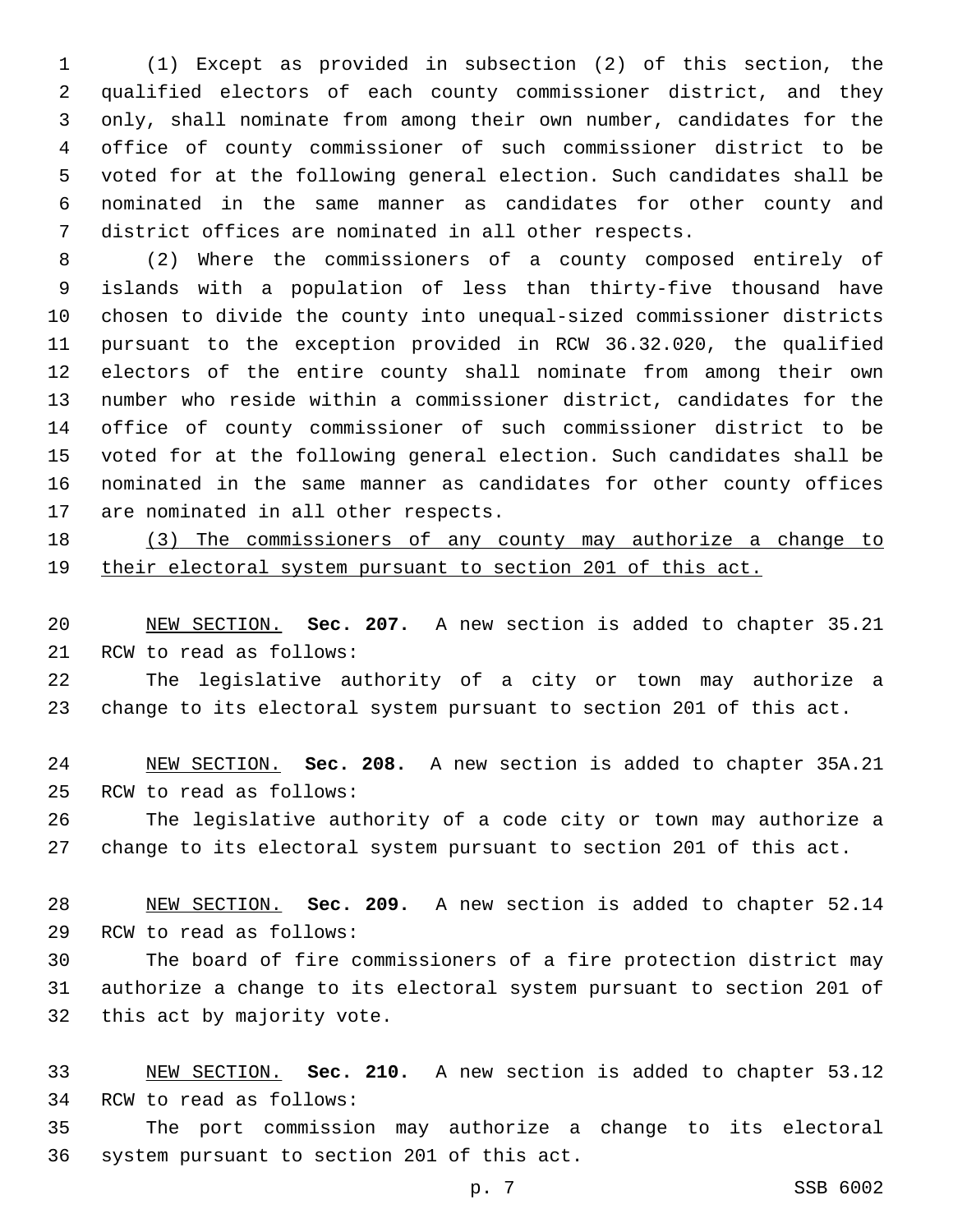(1) Except as provided in subsection (2) of this section, the qualified electors of each county commissioner district, and they only, shall nominate from among their own number, candidates for the office of county commissioner of such commissioner district to be voted for at the following general election. Such candidates shall be nominated in the same manner as candidates for other county and district offices are nominated in all other respects.

(2) Where the commissioners of a county composed entirely of islands with a population of less than thirty-five thousand have chosen to divide the county into unequal-sized commissioner districts pursuant to the exception provided in RCW 36.32.020, the qualified electors of the entire county shall nominate from among their own number who reside within a commissioner district, candidates for the office of county commissioner of such commissioner district to be voted for at the following general election. Such candidates shall be nominated in the same manner as candidates for other county offices are nominated in all other respects.

<u>(3) The commissioners of any county may authorize a change to their electoral system pursuant to section 201 of this act.</u>

<u>NEW SECTION.</u> **Sec. 207.** A new section is added to chapter 35.21 RCW to read as follows:

The legislative authority of a city or town may authorize a change to its electoral system pursuant to section 201 of this act.

<u>NEW SECTION.</u> **Sec. 208.** A new section is added to chapter 35A.21 RCW to read as follows:

The legislative authority of a code city or town may authorize a change to its electoral system pursuant to section 201 of this act.

<u>NEW SECTION.</u> **Sec. 209.** A new section is added to chapter 52.14 RCW to read as follows:

The board of fire commissioners of a fire protection district may authorize a change to its electoral system pursuant to section 201 of this act by majority vote.

<u>NEW SECTION.</u> **Sec. 210.** A new section is added to chapter 53.12 RCW to read as follows:

The port commission may authorize a change to its electoral system pursuant to section 201 of this act.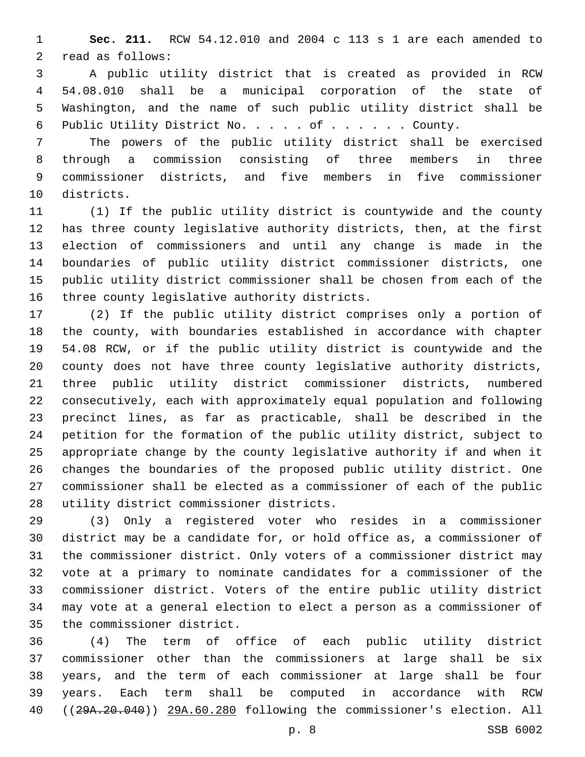**Sec. 211.** RCW 54.12.010 and 2004 c 113 s 1 are each amended to read as follows:

A public utility district that is created as provided in RCW 54.08.010 shall be a municipal corporation of the state of Washington, and the name of such public utility district shall be Public Utility District No. . . . . of . . . . . . County.

The powers of the public utility district shall be exercised through a commission consisting of three members in three commissioner districts, and five members in five commissioner districts.

(1) If the public utility district is countywide and the county has three county legislative authority districts, then, at the first election of commissioners and until any change is made in the boundaries of public utility district commissioner districts, one public utility district commissioner shall be chosen from each of the three county legislative authority districts.

(2) If the public utility district comprises only a portion of the county, with boundaries established in accordance with chapter 54.08 RCW, or if the public utility district is countywide and the county does not have three county legislative authority districts, three public utility district commissioner districts, numbered consecutively, each with approximately equal population and following precinct lines, as far as practicable, shall be described in the petition for the formation of the public utility district, subject to appropriate change by the county legislative authority if and when it changes the boundaries of the proposed public utility district. One commissioner shall be elected as a commissioner of each of the public utility district commissioner districts.

(3) Only a registered voter who resides in a commissioner district may be a candidate for, or hold office as, a commissioner of the commissioner district. Only voters of a commissioner district may vote at a primary to nominate candidates for a commissioner of the commissioner district. Voters of the entire public utility district may vote at a general election to elect a person as a commissioner of the commissioner district.

(4) The term of office of each public utility district commissioner other than the commissioners at large shall be six years, and the term of each commissioner at large shall be four years. Each term shall be computed in accordance with RCW ((~~29A.20.040~~)) <u>29A.60.280</u> following the commissioner's election. All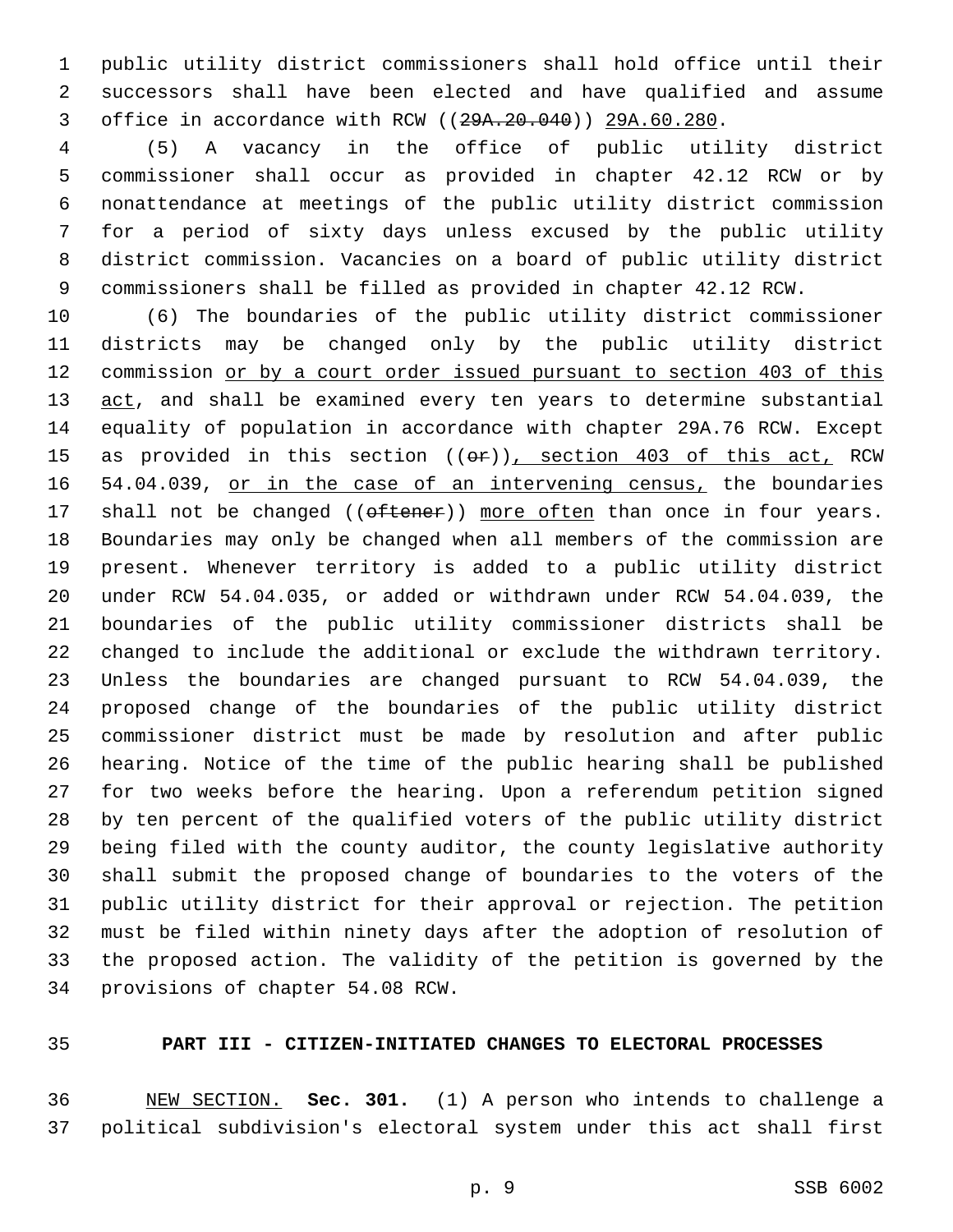public utility district commissioners shall hold office until their successors shall have been elected and have qualified and assume office in accordance with RCW ((~~29A.20.040~~)) <u>29A.60.280</u>.

(5) A vacancy in the office of public utility district commissioner shall occur as provided in chapter 42.12 RCW or by nonattendance at meetings of the public utility district commission for a period of sixty days unless excused by the public utility district commission. Vacancies on a board of public utility district commissioners shall be filled as provided in chapter 42.12 RCW.

(6) The boundaries of the public utility district commissioner districts may be changed only by the public utility district commission <u>or by a court order issued pursuant to section 403 of this act</u>, and shall be examined every ten years to determine substantial equality of population in accordance with chapter 29A.76 RCW. Except as provided in this section ((~~or~~))<u>, section 403 of this act,</u> RCW 54.04.039, <u>or in the case of an intervening census,</u> the boundaries shall not be changed ((~~oftener~~)) <u>more often</u> than once in four years. Boundaries may only be changed when all members of the commission are present. Whenever territory is added to a public utility district under RCW 54.04.035, or added or withdrawn under RCW 54.04.039, the boundaries of the public utility commissioner districts shall be changed to include the additional or exclude the withdrawn territory. Unless the boundaries are changed pursuant to RCW 54.04.039, the proposed change of the boundaries of the public utility district commissioner district must be made by resolution and after public hearing. Notice of the time of the public hearing shall be published for two weeks before the hearing. Upon a referendum petition signed by ten percent of the qualified voters of the public utility district being filed with the county auditor, the county legislative authority shall submit the proposed change of boundaries to the voters of the public utility district for their approval or rejection. The petition must be filed within ninety days after the adoption of resolution of the proposed action. The validity of the petition is governed by the provisions of chapter 54.08 RCW.

## PART III - CITIZEN-INITIATED CHANGES TO ELECTORAL PROCESSES

<u>NEW SECTION.</u> **Sec. 301.** (1) A person who intends to challenge a political subdivision's electoral system under this act shall first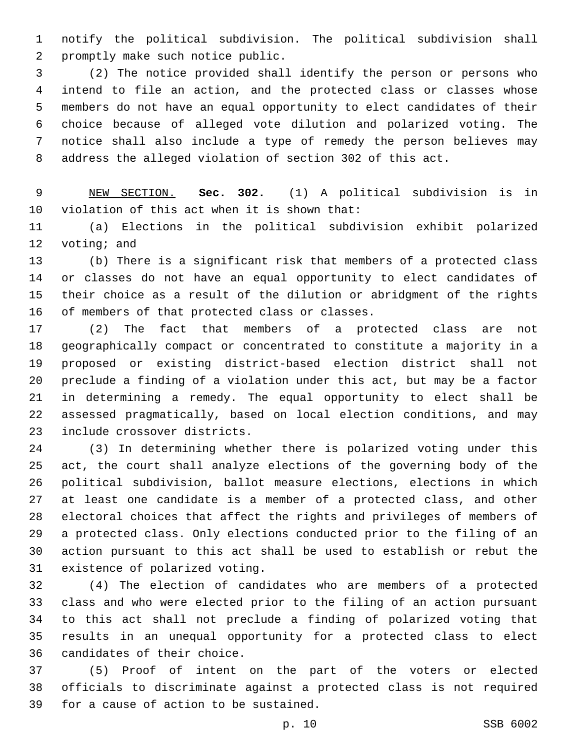notify the political subdivision. The political subdivision shall promptly make such notice public.

(2) The notice provided shall identify the person or persons who intend to file an action, and the protected class or classes whose members do not have an equal opportunity to elect candidates of their choice because of alleged vote dilution and polarized voting. The notice shall also include a type of remedy the person believes may address the alleged violation of section 302 of this act.

NEW SECTION. **Sec. 302.** (1) A political subdivision is in violation of this act when it is shown that:

(a) Elections in the political subdivision exhibit polarized voting; and

(b) There is a significant risk that members of a protected class or classes do not have an equal opportunity to elect candidates of their choice as a result of the dilution or abridgment of the rights of members of that protected class or classes.

(2) The fact that members of a protected class are not geographically compact or concentrated to constitute a majority in a proposed or existing district-based election district shall not preclude a finding of a violation under this act, but may be a factor in determining a remedy. The equal opportunity to elect shall be assessed pragmatically, based on local election conditions, and may include crossover districts.

(3) In determining whether there is polarized voting under this act, the court shall analyze elections of the governing body of the political subdivision, ballot measure elections, elections in which at least one candidate is a member of a protected class, and other electoral choices that affect the rights and privileges of members of a protected class. Only elections conducted prior to the filing of an action pursuant to this act shall be used to establish or rebut the existence of polarized voting.

(4) The election of candidates who are members of a protected class and who were elected prior to the filing of an action pursuant to this act shall not preclude a finding of polarized voting that results in an unequal opportunity for a protected class to elect candidates of their choice.

(5) Proof of intent on the part of the voters or elected officials to discriminate against a protected class is not required for a cause of action to be sustained.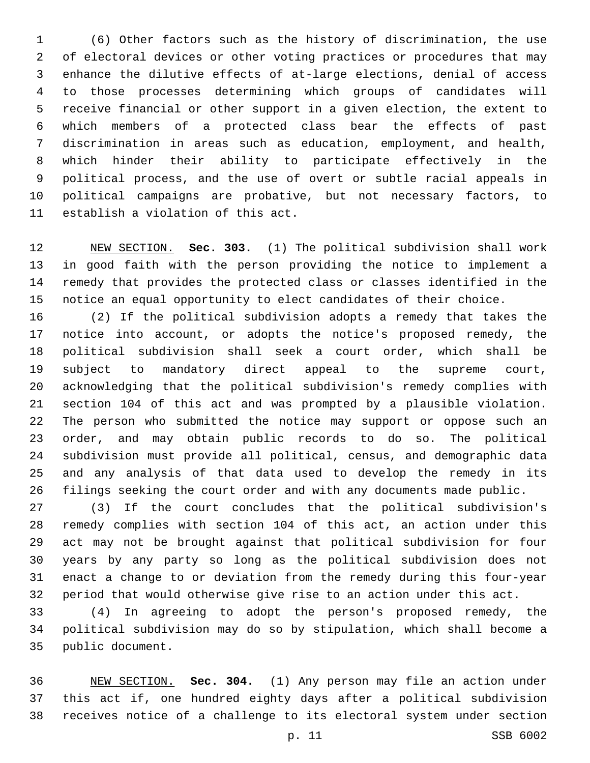(6) Other factors such as the history of discrimination, the use of electoral devices or other voting practices or procedures that may enhance the dilutive effects of at-large elections, denial of access to those processes determining which groups of candidates will receive financial or other support in a given election, the extent to which members of a protected class bear the effects of past discrimination in areas such as education, employment, and health, which hinder their ability to participate effectively in the political process, and the use of overt or subtle racial appeals in political campaigns are probative, but not necessary factors, to establish a violation of this act.

NEW SECTION. **Sec. 303.** (1) The political subdivision shall work in good faith with the person providing the notice to implement a remedy that provides the protected class or classes identified in the notice an equal opportunity to elect candidates of their choice.

(2) If the political subdivision adopts a remedy that takes the notice into account, or adopts the notice's proposed remedy, the political subdivision shall seek a court order, which shall be subject to mandatory direct appeal to the supreme court, acknowledging that the political subdivision's remedy complies with section 104 of this act and was prompted by a plausible violation. The person who submitted the notice may support or oppose such an order, and may obtain public records to do so. The political subdivision must provide all political, census, and demographic data and any analysis of that data used to develop the remedy in its filings seeking the court order and with any documents made public.

(3) If the court concludes that the political subdivision's remedy complies with section 104 of this act, an action under this act may not be brought against that political subdivision for four years by any party so long as the political subdivision does not enact a change to or deviation from the remedy during this four-year period that would otherwise give rise to an action under this act.

(4) In agreeing to adopt the person's proposed remedy, the political subdivision may do so by stipulation, which shall become a public document.

NEW SECTION. **Sec. 304.** (1) Any person may file an action under this act if, one hundred eighty days after a political subdivision receives notice of a challenge to its electoral system under section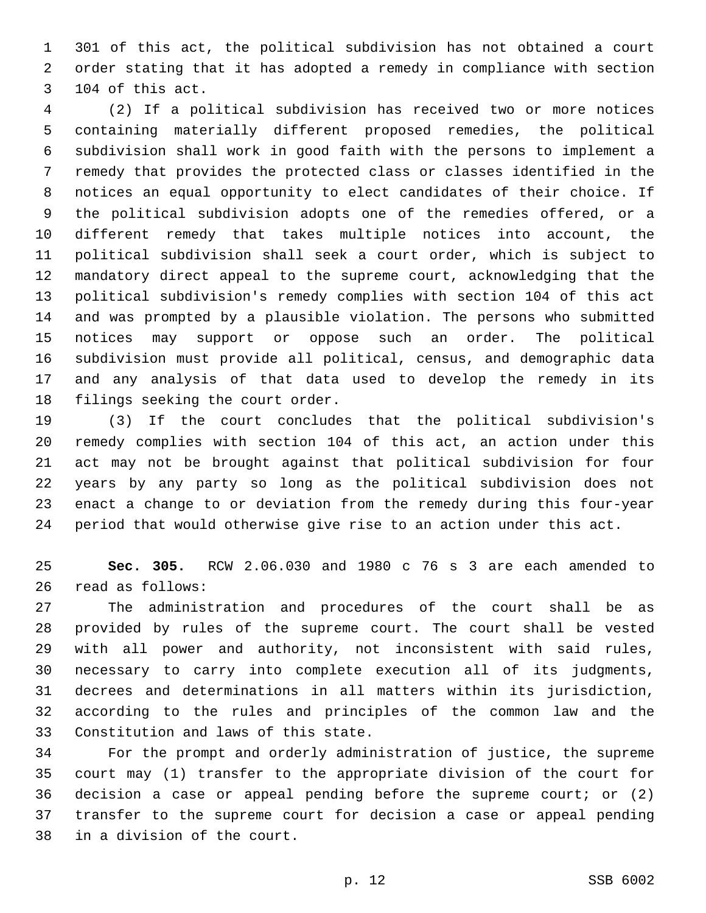301 of this act, the political subdivision has not obtained a court order stating that it has adopted a remedy in compliance with section 104 of this act.

(2) If a political subdivision has received two or more notices containing materially different proposed remedies, the political subdivision shall work in good faith with the persons to implement a remedy that provides the protected class or classes identified in the notices an equal opportunity to elect candidates of their choice. If the political subdivision adopts one of the remedies offered, or a different remedy that takes multiple notices into account, the political subdivision shall seek a court order, which is subject to mandatory direct appeal to the supreme court, acknowledging that the political subdivision's remedy complies with section 104 of this act and was prompted by a plausible violation. The persons who submitted notices may support or oppose such an order. The political subdivision must provide all political, census, and demographic data and any analysis of that data used to develop the remedy in its filings seeking the court order.

(3) If the court concludes that the political subdivision's remedy complies with section 104 of this act, an action under this act may not be brought against that political subdivision for four years by any party so long as the political subdivision does not enact a change to or deviation from the remedy during this four-year period that would otherwise give rise to an action under this act.

**Sec. 305.** RCW 2.06.030 and 1980 c 76 s 3 are each amended to read as follows:

The administration and procedures of the court shall be as provided by rules of the supreme court. The court shall be vested with all power and authority, not inconsistent with said rules, necessary to carry into complete execution all of its judgments, decrees and determinations in all matters within its jurisdiction, according to the rules and principles of the common law and the Constitution and laws of this state.

For the prompt and orderly administration of justice, the supreme court may (1) transfer to the appropriate division of the court for decision a case or appeal pending before the supreme court; or (2) transfer to the supreme court for decision a case or appeal pending in a division of the court.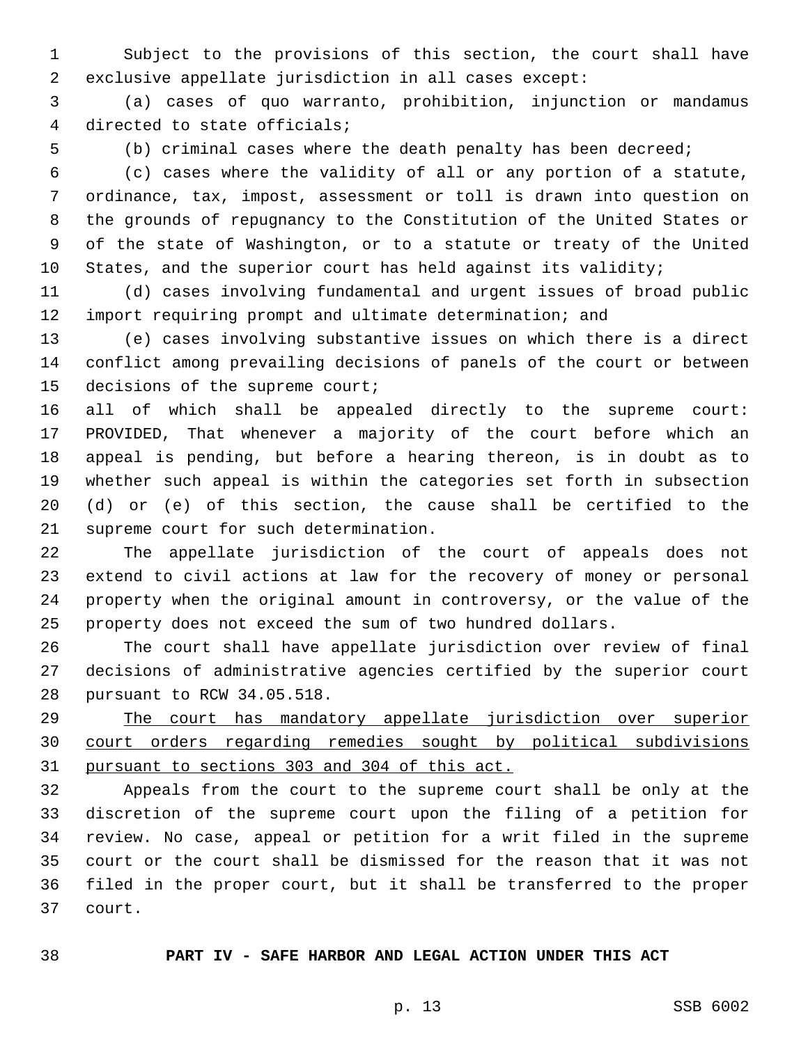Subject to the provisions of this section, the court shall have exclusive appellate jurisdiction in all cases except:

(a) cases of quo warranto, prohibition, injunction or mandamus directed to state officials;

(b) criminal cases where the death penalty has been decreed;

(c) cases where the validity of all or any portion of a statute, ordinance, tax, impost, assessment or toll is drawn into question on the grounds of repugnancy to the Constitution of the United States or of the state of Washington, or to a statute or treaty of the United States, and the superior court has held against its validity;

(d) cases involving fundamental and urgent issues of broad public import requiring prompt and ultimate determination; and

(e) cases involving substantive issues on which there is a direct conflict among prevailing decisions of panels of the court or between decisions of the supreme court;

all of which shall be appealed directly to the supreme court: PROVIDED, That whenever a majority of the court before which an appeal is pending, but before a hearing thereon, is in doubt as to whether such appeal is within the categories set forth in subsection (d) or (e) of this section, the cause shall be certified to the supreme court for such determination.

The appellate jurisdiction of the court of appeals does not extend to civil actions at law for the recovery of money or personal property when the original amount in controversy, or the value of the property does not exceed the sum of two hundred dollars.

The court shall have appellate jurisdiction over review of final decisions of administrative agencies certified by the superior court pursuant to RCW 34.05.518.

<u>The court has mandatory appellate jurisdiction over superior court orders regarding remedies sought by political subdivisions pursuant to sections 303 and 304 of this act.</u>

Appeals from the court to the supreme court shall be only at the discretion of the supreme court upon the filing of a petition for review. No case, appeal or petition for a writ filed in the supreme court or the court shall be dismissed for the reason that it was not filed in the proper court, but it shall be transferred to the proper court.

## PART IV - SAFE HARBOR AND LEGAL ACTION UNDER THIS ACT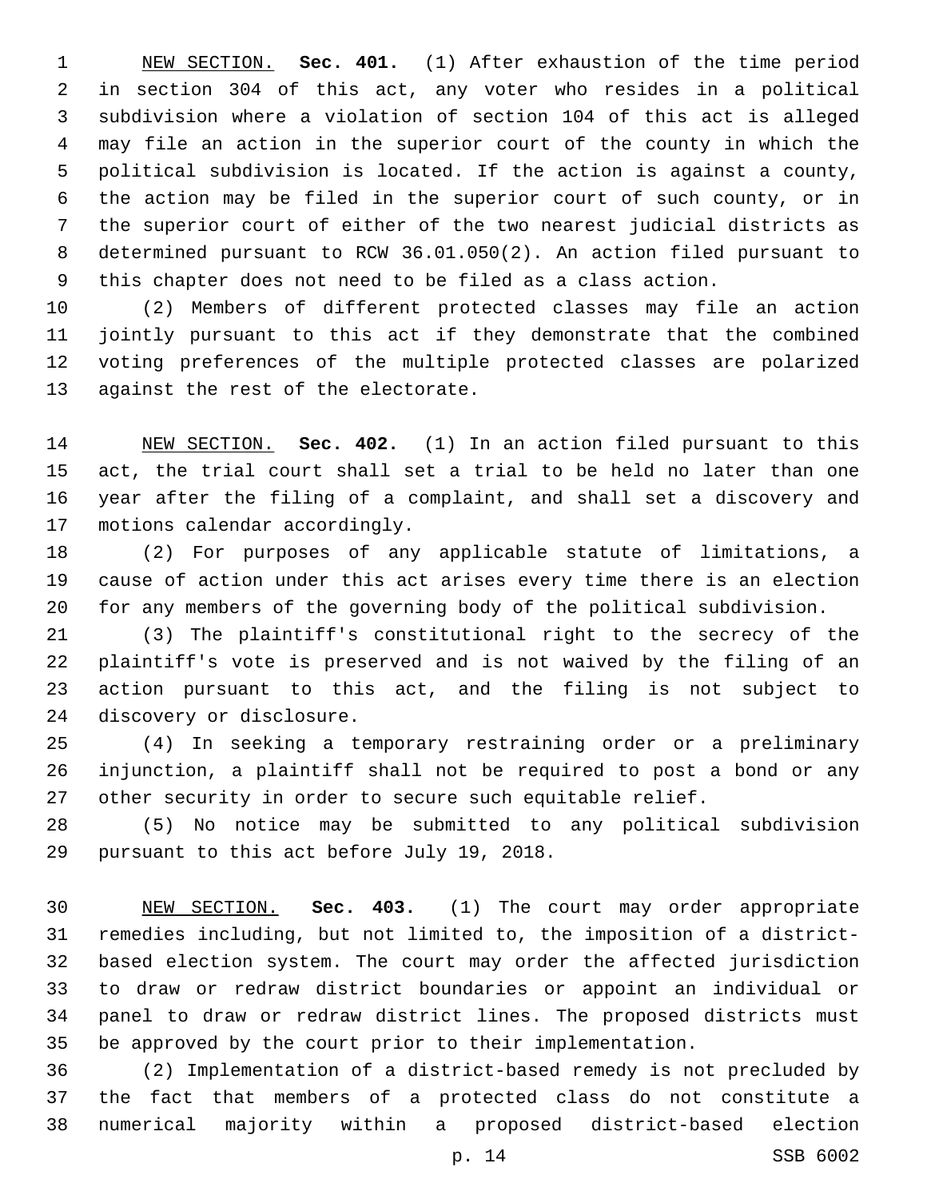NEW SECTION. **Sec. 401.** (1) After exhaustion of the time period in section 304 of this act, any voter who resides in a political subdivision where a violation of section 104 of this act is alleged may file an action in the superior court of the county in which the political subdivision is located. If the action is against a county, the action may be filed in the superior court of such county, or in the superior court of either of the two nearest judicial districts as determined pursuant to RCW 36.01.050(2). An action filed pursuant to this chapter does not need to be filed as a class action.

(2) Members of different protected classes may file an action jointly pursuant to this act if they demonstrate that the combined voting preferences of the multiple protected classes are polarized against the rest of the electorate.

NEW SECTION. **Sec. 402.** (1) In an action filed pursuant to this act, the trial court shall set a trial to be held no later than one year after the filing of a complaint, and shall set a discovery and motions calendar accordingly.

(2) For purposes of any applicable statute of limitations, a cause of action under this act arises every time there is an election for any members of the governing body of the political subdivision.

(3) The plaintiff's constitutional right to the secrecy of the plaintiff's vote is preserved and is not waived by the filing of an action pursuant to this act, and the filing is not subject to discovery or disclosure.

(4) In seeking a temporary restraining order or a preliminary injunction, a plaintiff shall not be required to post a bond or any other security in order to secure such equitable relief.

(5) No notice may be submitted to any political subdivision pursuant to this act before July 19, 2018.

NEW SECTION. **Sec. 403.** (1) The court may order appropriate remedies including, but not limited to, the imposition of a district-based election system. The court may order the affected jurisdiction to draw or redraw district boundaries or appoint an individual or panel to draw or redraw district lines. The proposed districts must be approved by the court prior to their implementation.

(2) Implementation of a district-based remedy is not precluded by the fact that members of a protected class do not constitute a numerical majority within a proposed district-based election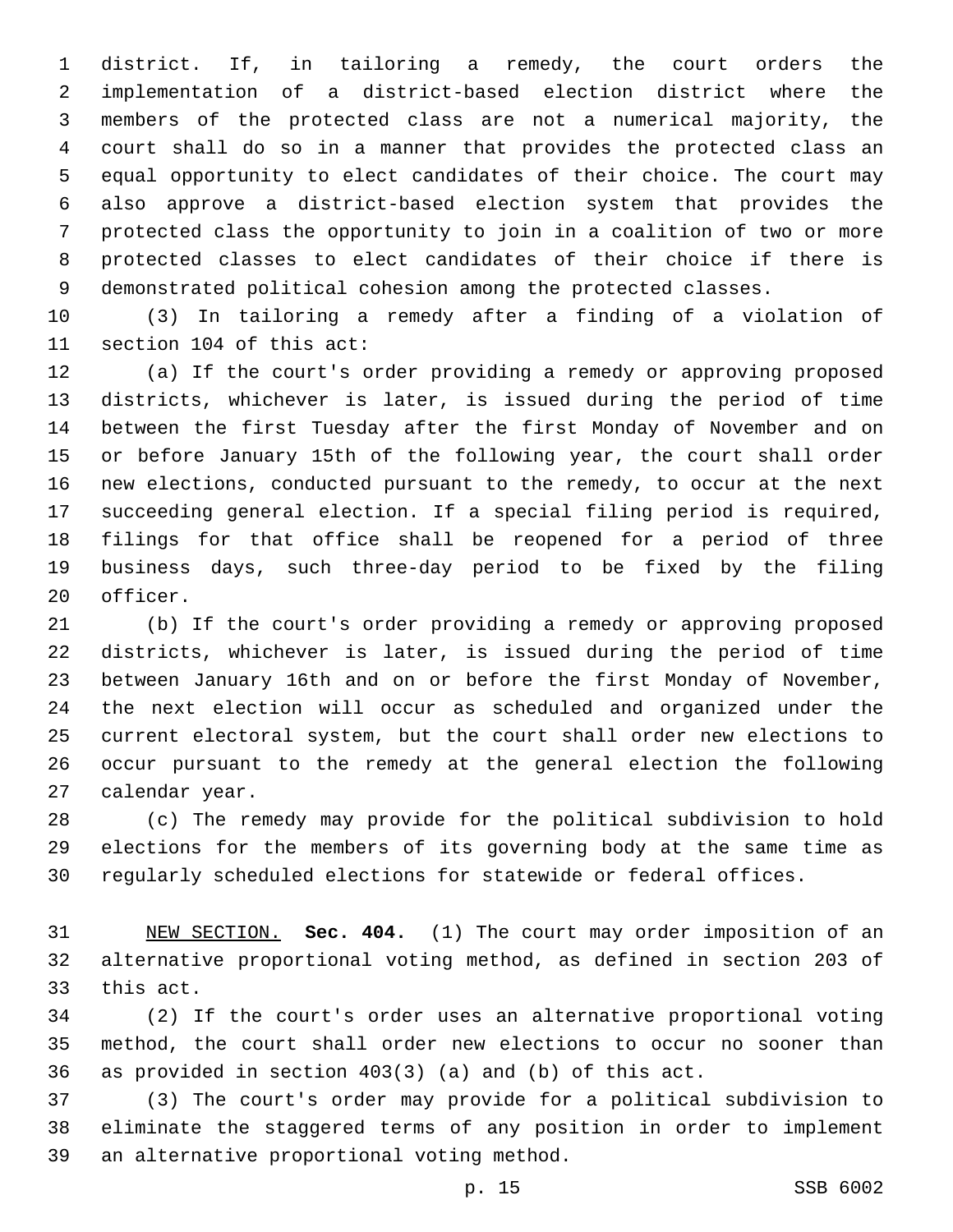district. If, in tailoring a remedy, the court orders the implementation of a district-based election district where the members of the protected class are not a numerical majority, the court shall do so in a manner that provides the protected class an equal opportunity to elect candidates of their choice. The court may also approve a district-based election system that provides the protected class the opportunity to join in a coalition of two or more protected classes to elect candidates of their choice if there is demonstrated political cohesion among the protected classes.

(3) In tailoring a remedy after a finding of a violation of section 104 of this act:

(a) If the court's order providing a remedy or approving proposed districts, whichever is later, is issued during the period of time between the first Tuesday after the first Monday of November and on or before January 15th of the following year, the court shall order new elections, conducted pursuant to the remedy, to occur at the next succeeding general election. If a special filing period is required, filings for that office shall be reopened for a period of three business days, such three-day period to be fixed by the filing officer.

(b) If the court's order providing a remedy or approving proposed districts, whichever is later, is issued during the period of time between January 16th and on or before the first Monday of November, the next election will occur as scheduled and organized under the current electoral system, but the court shall order new elections to occur pursuant to the remedy at the general election the following calendar year.

(c) The remedy may provide for the political subdivision to hold elections for the members of its governing body at the same time as regularly scheduled elections for statewide or federal offices.

NEW SECTION. **Sec. 404.** (1) The court may order imposition of an alternative proportional voting method, as defined in section 203 of this act.

(2) If the court's order uses an alternative proportional voting method, the court shall order new elections to occur no sooner than as provided in section 403(3) (a) and (b) of this act.

(3) The court's order may provide for a political subdivision to eliminate the staggered terms of any position in order to implement an alternative proportional voting method.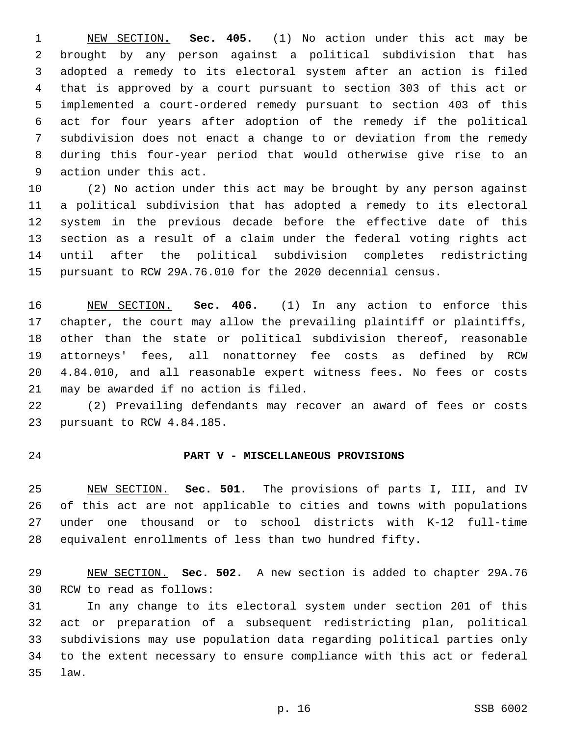NEW SECTION. **Sec. 405.** (1) No action under this act may be brought by any person against a political subdivision that has adopted a remedy to its electoral system after an action is filed that is approved by a court pursuant to section 303 of this act or implemented a court-ordered remedy pursuant to section 403 of this act for four years after adoption of the remedy if the political subdivision does not enact a change to or deviation from the remedy during this four-year period that would otherwise give rise to an action under this act.

(2) No action under this act may be brought by any person against a political subdivision that has adopted a remedy to its electoral system in the previous decade before the effective date of this section as a result of a claim under the federal voting rights act until after the political subdivision completes redistricting pursuant to RCW 29A.76.010 for the 2020 decennial census.

NEW SECTION. **Sec. 406.** (1) In any action to enforce this chapter, the court may allow the prevailing plaintiff or plaintiffs, other than the state or political subdivision thereof, reasonable attorneys' fees, all nonattorney fee costs as defined by RCW 4.84.010, and all reasonable expert witness fees. No fees or costs may be awarded if no action is filed.

(2) Prevailing defendants may recover an award of fees or costs pursuant to RCW 4.84.185.

## PART V - MISCELLANEOUS PROVISIONS

NEW SECTION. **Sec. 501.** The provisions of parts I, III, and IV of this act are not applicable to cities and towns with populations under one thousand or to school districts with K-12 full-time equivalent enrollments of less than two hundred fifty.

NEW SECTION. **Sec. 502.** A new section is added to chapter 29A.76 RCW to read as follows:

In any change to its electoral system under section 201 of this act or preparation of a subsequent redistricting plan, political subdivisions may use population data regarding political parties only to the extent necessary to ensure compliance with this act or federal law.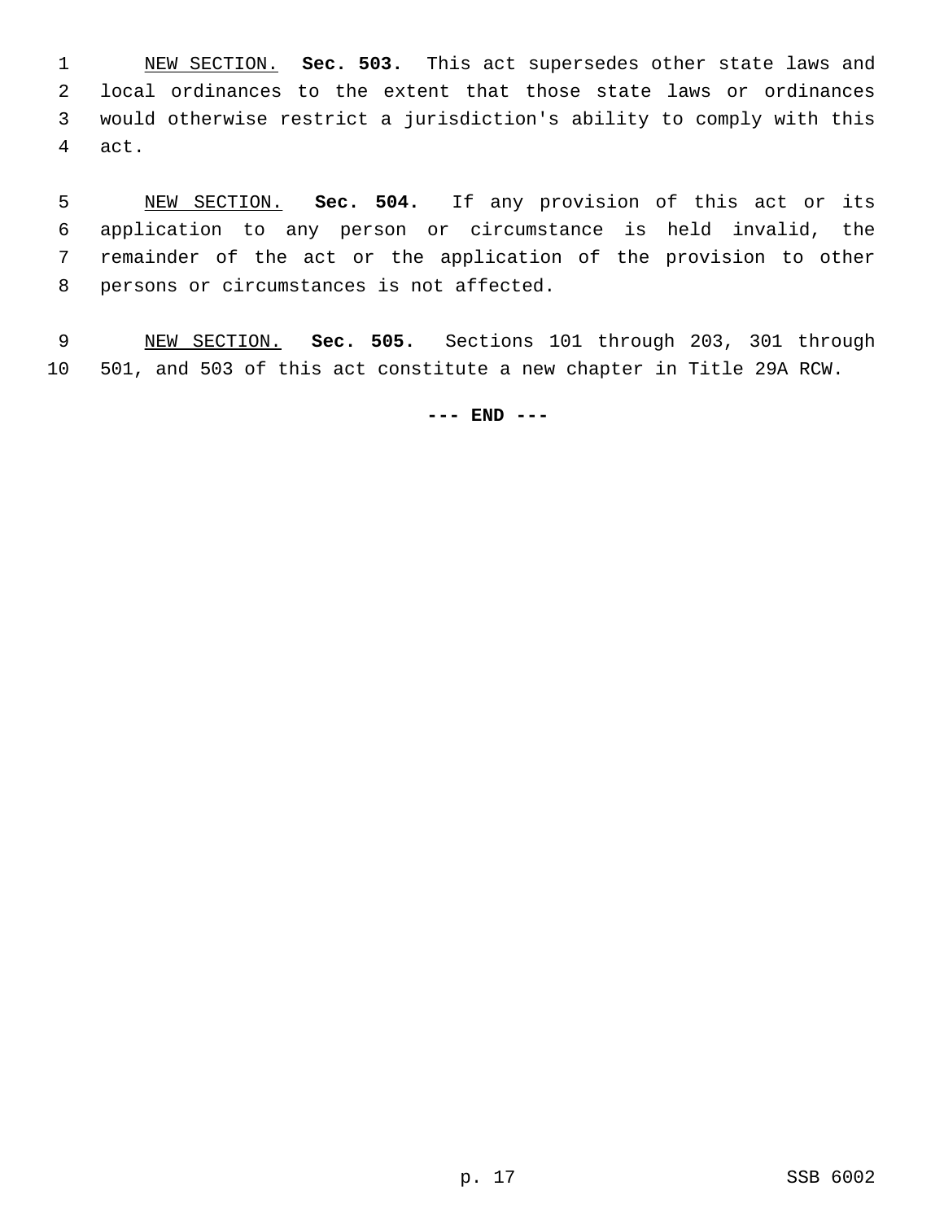NEW SECTION. **Sec. 503.** This act supersedes other state laws and local ordinances to the extent that those state laws or ordinances would otherwise restrict a jurisdiction's ability to comply with this act.

NEW SECTION. **Sec. 504.** If any provision of this act or its application to any person or circumstance is held invalid, the remainder of the act or the application of the provision to other persons or circumstances is not affected.

NEW SECTION. **Sec. 505.** Sections 101 through 203, 301 through 501, and 503 of this act constitute a new chapter in Title 29A RCW.

**--- END ---**